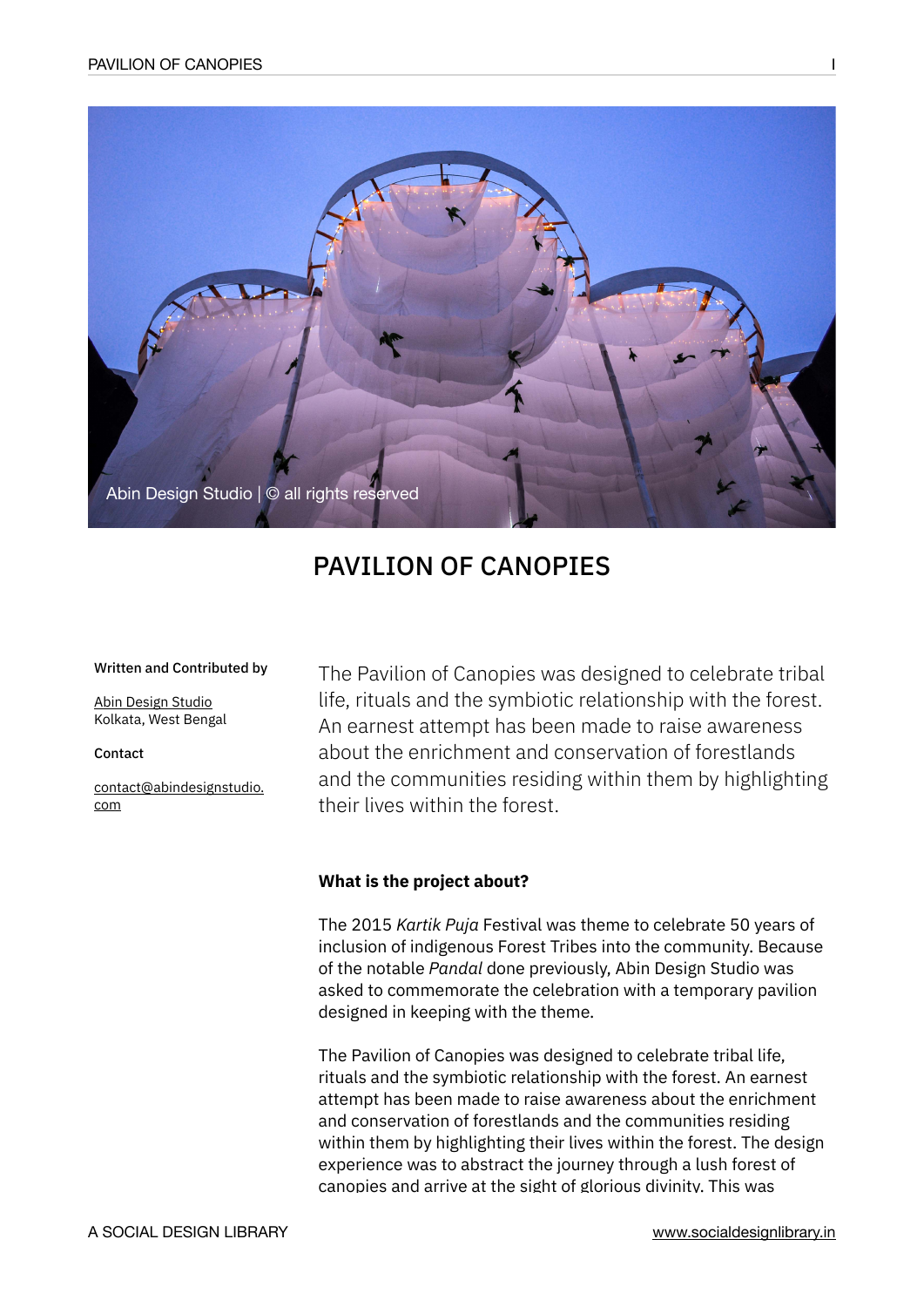Abin Design Studio | © all rights reserved

# PAVILION OF CANOPIES

**Written and Contributed by**

Abin Design Studio
Kolkata, West Bengal

**Contact**

contact@abindesignstudio.com

The Pavilion of Canopies was designed to celebrate tribal life, rituals and the symbiotic relationship with the forest. An earnest attempt has been made to raise awareness about the enrichment and conservation of forestlands and the communities residing within them by highlighting their lives within the forest.

**What is the project about?**

The 2015 *Kartik Puja* Festival was theme to celebrate 50 years of inclusion of indigenous Forest Tribes into the community. Because of the notable *Pandal* done previously, Abin Design Studio was asked to commemorate the celebration with a temporary pavilion designed in keeping with the theme.

The Pavilion of Canopies was designed to celebrate tribal life, rituals and the symbiotic relationship with the forest. An earnest attempt has been made to raise awareness about the enrichment and conservation of forestlands and the communities residing within them by highlighting their lives within the forest. The design experience was to abstract the journey through a lush forest of canopies and arrive at the sight of glorious divinity. This was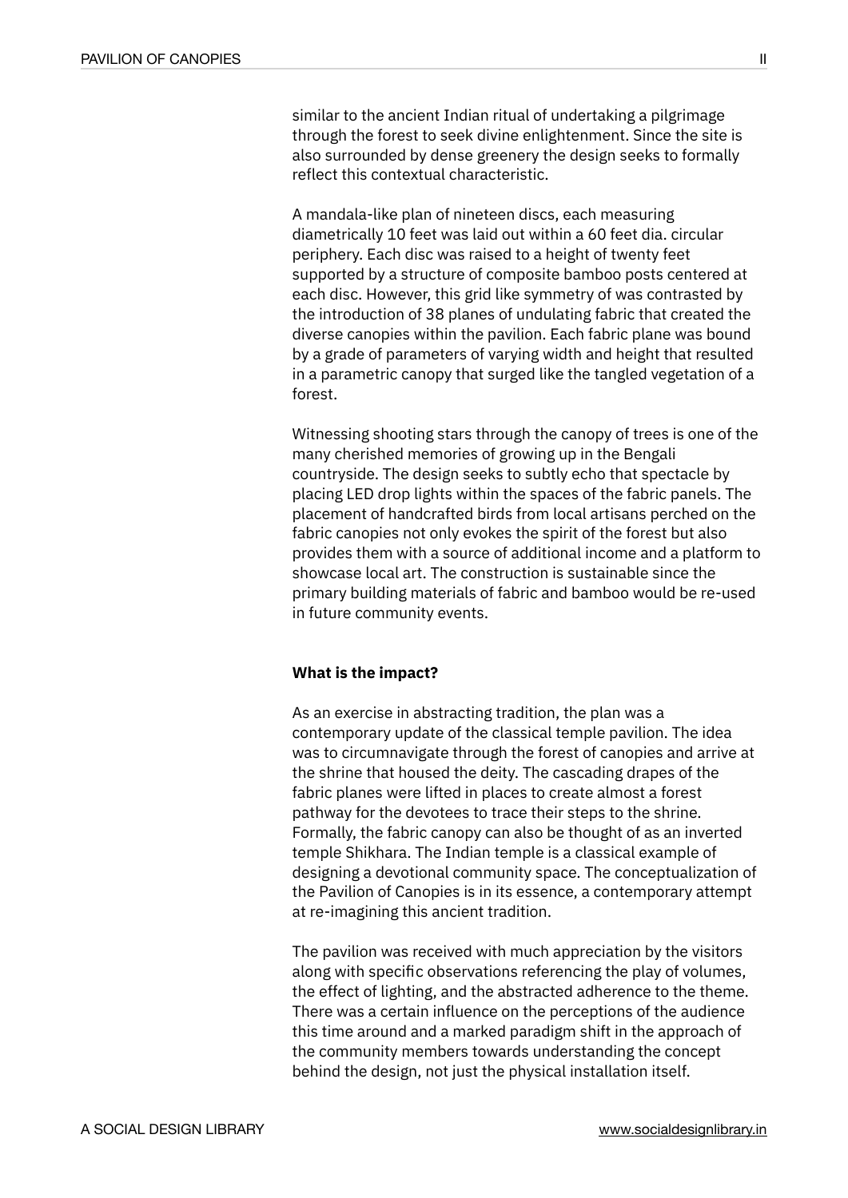similar to the ancient Indian ritual of undertaking a pilgrimage through the forest to seek divine enlightenment. Since the site is also surrounded by dense greenery the design seeks to formally reflect this contextual characteristic.

A mandala-like plan of nineteen discs, each measuring diametrically 10 feet was laid out within a 60 feet dia. circular periphery. Each disc was raised to a height of twenty feet supported by a structure of composite bamboo posts centered at each disc. However, this grid like symmetry of was contrasted by the introduction of 38 planes of undulating fabric that created the diverse canopies within the pavilion. Each fabric plane was bound by a grade of parameters of varying width and height that resulted in a parametric canopy that surged like the tangled vegetation of a forest.

Witnessing shooting stars through the canopy of trees is one of the many cherished memories of growing up in the Bengali countryside. The design seeks to subtly echo that spectacle by placing LED drop lights within the spaces of the fabric panels. The placement of handcrafted birds from local artisans perched on the fabric canopies not only evokes the spirit of the forest but also provides them with a source of additional income and a platform to showcase local art. The construction is sustainable since the primary building materials of fabric and bamboo would be re-used in future community events.

**What is the impact?**

As an exercise in abstracting tradition, the plan was a contemporary update of the classical temple pavilion. The idea was to circumnavigate through the forest of canopies and arrive at the shrine that housed the deity. The cascading drapes of the fabric planes were lifted in places to create almost a forest pathway for the devotees to trace their steps to the shrine. Formally, the fabric canopy can also be thought of as an inverted temple Shikhara. The Indian temple is a classical example of designing a devotional community space. The conceptualization of the Pavilion of Canopies is in its essence, a contemporary attempt at re-imagining this ancient tradition.

The pavilion was received with much appreciation by the visitors along with specific observations referencing the play of volumes, the effect of lighting, and the abstracted adherence to the theme. There was a certain influence on the perceptions of the audience this time around and a marked paradigm shift in the approach of the community members towards understanding the concept behind the design, not just the physical installation itself.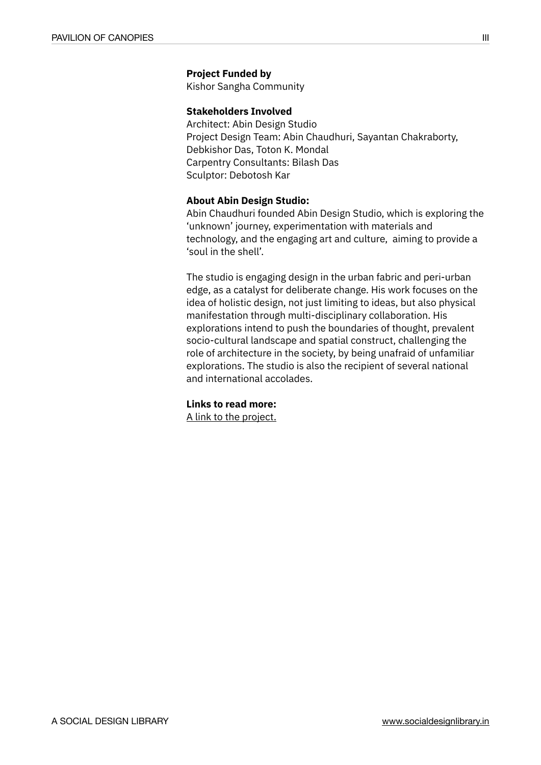**Project Funded by**
Kishor Sangha Community

**Stakeholders Involved**
Architect: Abin Design Studio
Project Design Team: Abin Chaudhuri, Sayantan Chakraborty, Debkishor Das, Toton K. Mondal
Carpentry Consultants: Bilash Das
Sculptor: Debotosh Kar

**About Abin Design Studio:**
Abin Chaudhuri founded Abin Design Studio, which is exploring the 'unknown' journey, experimentation with materials and technology, and the engaging art and culture, aiming to provide a 'soul in the shell'.

The studio is engaging design in the urban fabric and peri-urban edge, as a catalyst for deliberate change. His work focuses on the idea of holistic design, not just limiting to ideas, but also physical manifestation through multi-disciplinary collaboration. His explorations intend to push the boundaries of thought, prevalent socio-cultural landscape and spatial construct, challenging the role of architecture in the society, by being unafraid of unfamiliar explorations. The studio is also the recipient of several national and international accolades.

**Links to read more:**
A link to the project.